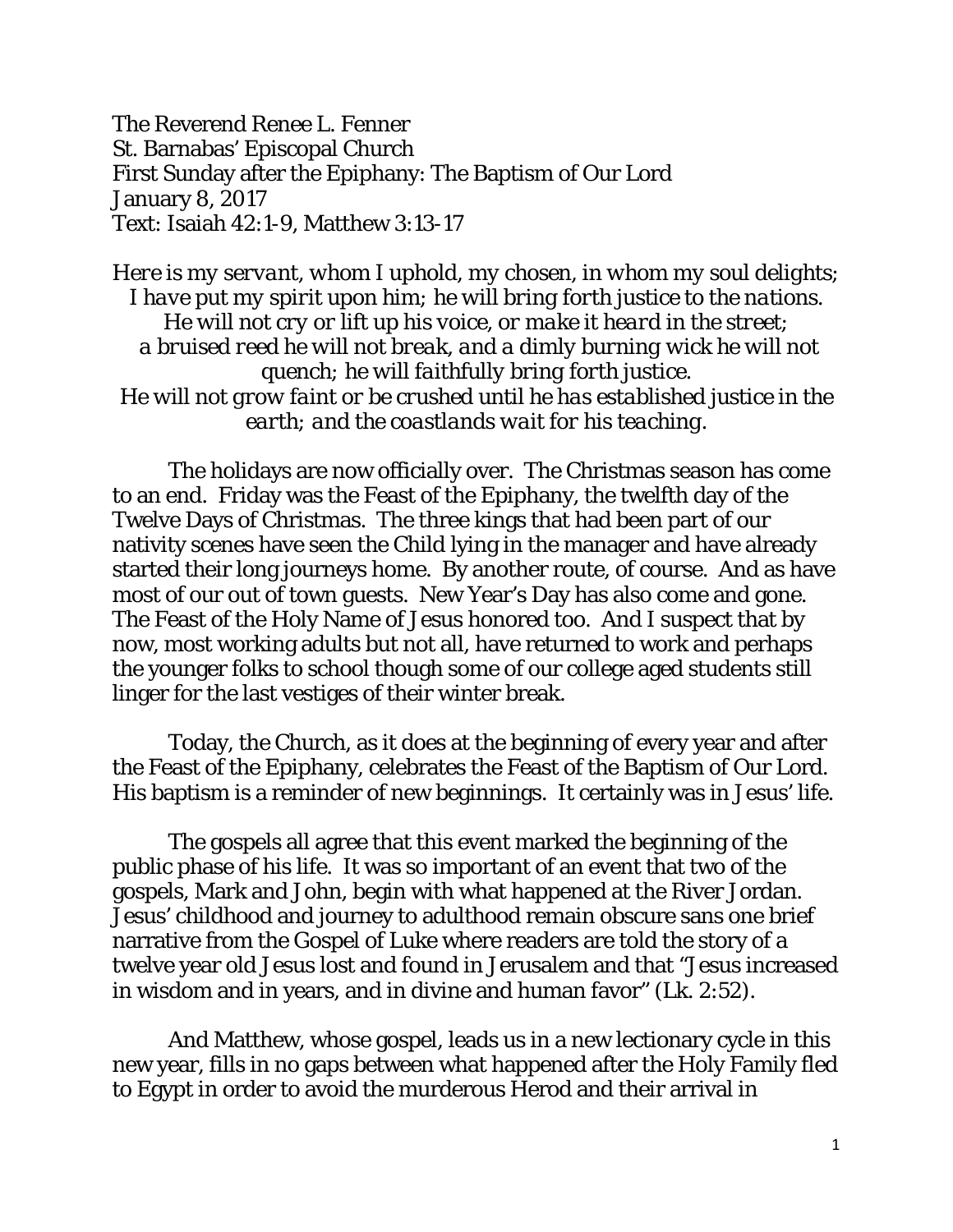The Reverend Renee L. Fenner
St. Barnabas' Episcopal Church
First Sunday after the Epiphany: The Baptism of Our Lord
January 8, 2017
Text: Isaiah 42:1-9, Matthew 3:13-17

*Here is my servant, whom I uphold, my chosen, in whom my soul delights; I have put my spirit upon him; he will bring forth justice to the nations. He will not cry or lift up his voice, or make it heard in the street; a bruised reed he will not break, and a dimly burning wick he will not quench; he will faithfully bring forth justice. He will not grow faint or be crushed until he has established justice in the earth; and the coastlands wait for his teaching.*

The holidays are now officially over. The Christmas season has come to an end. Friday was the Feast of the Epiphany, the twelfth day of the Twelve Days of Christmas. The three kings that had been part of our nativity scenes have seen the Child lying in the manager and have already started their long journeys home. By another route, of course. And as have most of our out of town guests. New Year's Day has also come and gone. The Feast of the Holy Name of Jesus honored too. And I suspect that by now, most working adults but not all, have returned to work and perhaps the younger folks to school though some of our college aged students still linger for the last vestiges of their winter break.

Today, the Church, as it does at the beginning of every year and after the Feast of the Epiphany, celebrates the Feast of the Baptism of Our Lord. His baptism is a reminder of new beginnings. It certainly was in Jesus' life.

The gospels all agree that this event marked the beginning of the public phase of his life. It was so important of an event that two of the gospels, Mark and John, begin with what happened at the River Jordan. Jesus' childhood and journey to adulthood remain obscure sans one brief narrative from the Gospel of Luke where readers are told the story of a twelve year old Jesus lost and found in Jerusalem and that "Jesus increased in wisdom and in years, and in divine and human favor" (Lk. 2:52).

And Matthew, whose gospel, leads us in a new lectionary cycle in this new year, fills in no gaps between what happened after the Holy Family fled to Egypt in order to avoid the murderous Herod and their arrival in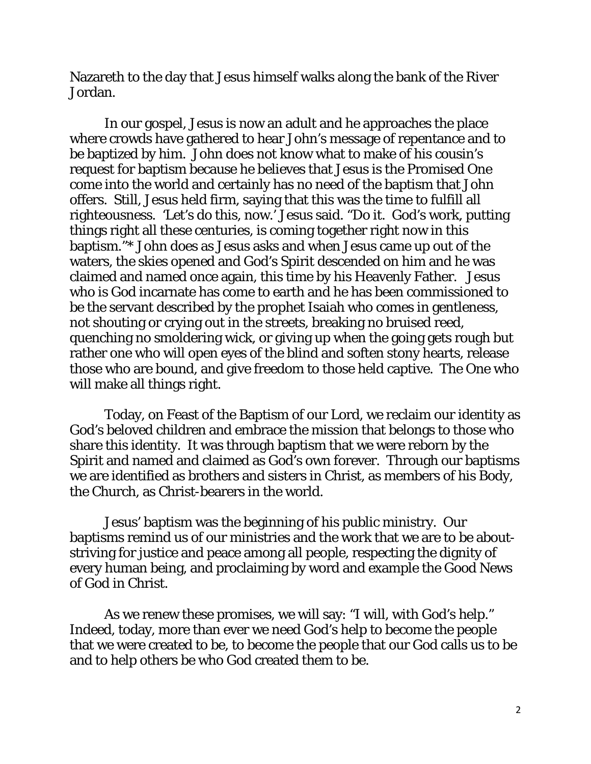Nazareth to the day that Jesus himself walks along the bank of the River Jordan.

In our gospel, Jesus is now an adult and he approaches the place where crowds have gathered to hear John's message of repentance and to be baptized by him. John does not know what to make of his cousin's request for baptism because he believes that Jesus is the Promised One come into the world and certainly has no need of the baptism that John offers. Still, Jesus held firm, saying that this was the time to fulfill all righteousness. 'Let's do this, now.' Jesus said. "Do it. God's work, putting things right all these centuries, is coming together right now in this baptism."* John does as Jesus asks and when Jesus came up out of the waters, the skies opened and God's Spirit descended on him and he was claimed and named once again, this time by his Heavenly Father. Jesus who is God incarnate has come to earth and he has been commissioned to be the servant described by the prophet Isaiah who comes in gentleness, not shouting or crying out in the streets, breaking no bruised reed, quenching no smoldering wick, or giving up when the going gets rough but rather one who will open eyes of the blind and soften stony hearts, release those who are bound, and give freedom to those held captive. The One who will make all things right.

Today, on Feast of the Baptism of our Lord, we reclaim our identity as God's beloved children and embrace the mission that belongs to those who share this identity. It was through baptism that we were reborn by the Spirit and named and claimed as God's own forever. Through our baptisms we are identified as brothers and sisters in Christ, as members of his Body, the Church, as Christ-bearers in the world.

Jesus' baptism was the beginning of his public ministry. Our baptisms remind us of our ministries and the work that we are to be about-striving for justice and peace among all people, respecting the dignity of every human being, and proclaiming by word and example the Good News of God in Christ.

As we renew these promises, we will say: "I will, with God's help." Indeed, today, more than ever we need God's help to become the people that we were created to be, to become the people that our God calls us to be and to help others be who God created them to be.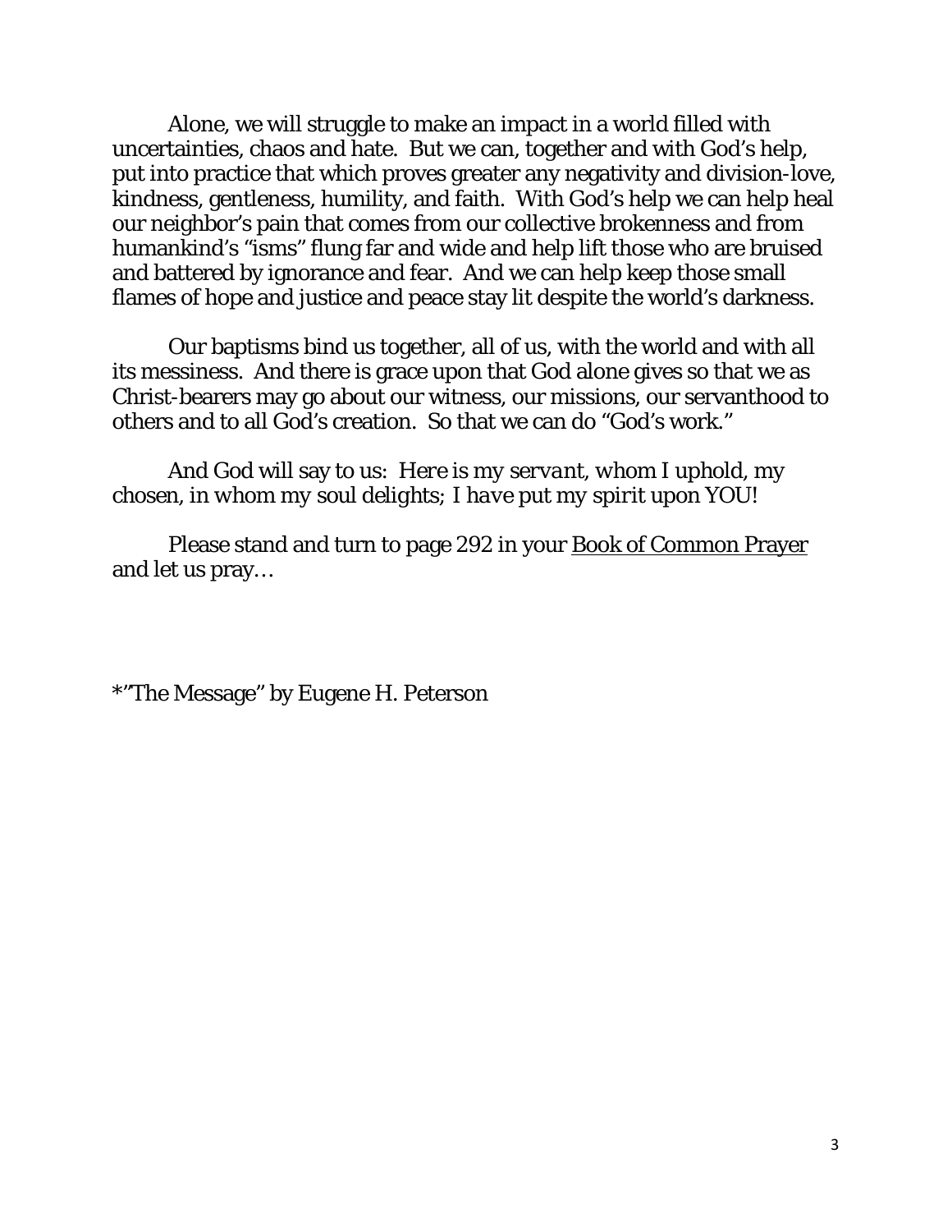Alone, we will struggle to make an impact in a world filled with uncertainties, chaos and hate. But we can, together and with God's help, put into practice that which proves greater any negativity and division-love, kindness, gentleness, humility, and faith. With God's help we can help heal our neighbor's pain that comes from our collective brokenness and from humankind's "isms" flung far and wide and help lift those who are bruised and battered by ignorance and fear. And we can help keep those small flames of hope and justice and peace stay lit despite the world's darkness.

Our baptisms bind us together, all of us, with the world and with all its messiness. And there is grace upon that God alone gives so that we as Christ-bearers may go about our witness, our missions, our servanthood to others and to all God's creation. So that we can do "God's work."

And God will say to us: *Here is my servant, whom I uphold, my chosen, in whom my soul delights; I have put my spirit upon YOU!*

Please stand and turn to page 292 in your <u>Book of Common Prayer</u> and let us pray…

*"The Message" by Eugene H. Peterson